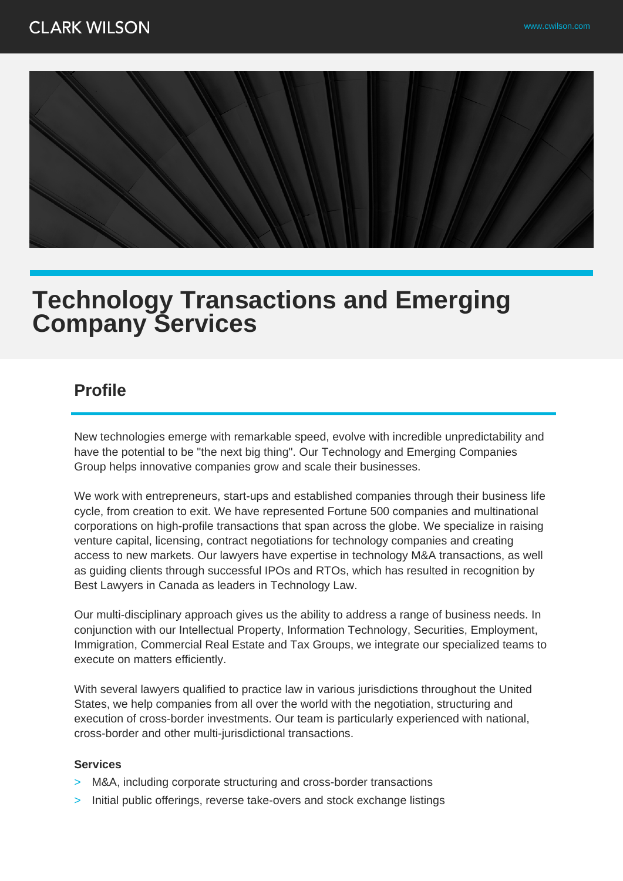# Technology Transactions and Emerging Company Services

## Profile

New technologies emerge with remarkable speed, evolve with incredible unpredictability and have the potential to be "the next big thing". Our Technology and Emerging Companies Group helps innovative companies grow and scale their businesses.

We work with entrepreneurs, start-ups and established companies through their business life cycle, from creation to exit. We have represented Fortune 500 companies and multinational corporations on high-profile transactions that span across the globe. We specialize in raising venture capital, licensing, contract negotiations for technology companies and creating access to new markets. Our lawyers have expertise in technology M&A transactions, as well as guiding clients through successful IPOs and RTOs, which has resulted in recognition by Best Lawyers in Canada as leaders in Technology Law.

Our multi-disciplinary approach gives us the ability to address a range of business needs. In conjunction with our Intellectual Property, Information Technology, Securities, Employment, Immigration, Commercial Real Estate and Tax Groups, we integrate our specialized teams to execute on matters efficiently.

With several lawyers qualified to practice law in various jurisdictions throughout the United States, we help companies from all over the world with the negotiation, structuring and execution of cross-border investments. Our team is particularly experienced with national, cross-border and other multi-jurisdictional transactions.

**Services**

- M&A, including corporate structuring and cross-border transactions
- Initial public offerings, reverse take-overs and stock exchange listings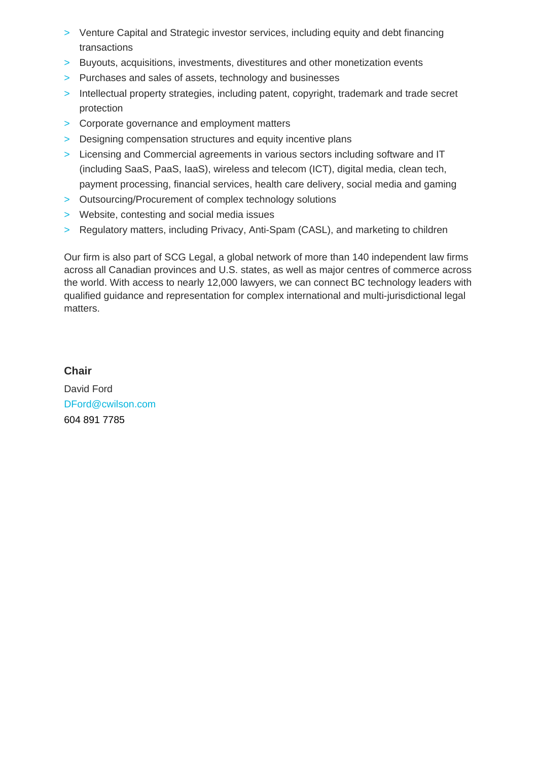- Venture Capital and Strategic investor services, including equity and debt financing transactions
- Buyouts, acquisitions, investments, divestitures and other monetization events
- Purchases and sales of assets, technology and businesses
- Intellectual property strategies, including patent, copyright, trademark and trade secret protection
- Corporate governance and employment matters
- Designing compensation structures and equity incentive plans
- Licensing and Commercial agreements in various sectors including software and IT (including SaaS, PaaS, IaaS), wireless and telecom (ICT), digital media, clean tech, payment processing, financial services, health care delivery, social media and gaming
- Outsourcing/Procurement of complex technology solutions
- Website, contesting and social media issues
- Regulatory matters, including Privacy, Anti-Spam (CASL), and marketing to children

Our firm is also part of SCG Legal, a global network of more than 140 independent law firms across all Canadian provinces and U.S. states, as well as major centres of commerce across the world. With access to nearly 12,000 lawyers, we can connect BC technology leaders with qualified guidance and representation for complex international and multi-jurisdictional legal matters.

**Chair**

David Ford
DFord@cwilson.com
604 891 7785